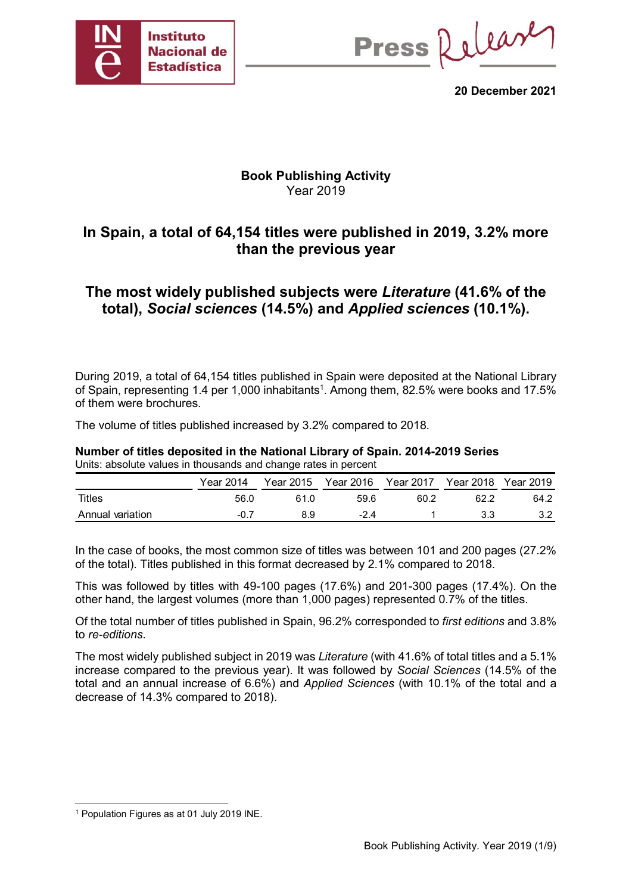20 December 2021

# Book Publishing Activity
Year 2019

## In Spain, a total of 64,154 titles were published in 2019, 3.2% more than the previous year

## The most widely published subjects were *Literature* (41.6% of the total), *Social sciences* (14.5%) and *Applied sciences* (10.1%).

During 2019, a total of 64,154 titles published in Spain were deposited at the National Library of Spain, representing 1.4 per 1,000 inhabitants[1]. Among them, 82.5% were books and 17.5% of them were brochures.

The volume of titles published increased by 3.2% compared to 2018.

**Number of titles deposited in the National Library of Spain. 2014-2019 Series**
Units: absolute values in thousands and change rates in percent

| | Year 2014 | Year 2015 | Year 2016 | Year 2017 | Year 2018 | Year 2019 |
|---|---|---|---|---|---|---|
| Titles | 56.0 | 61.0 | 59.6 | 60.2 | 62.2 | 64.2 |
| Annual variation | -0.7 | 8.9 | -2.4 | 1 | 3.3 | 3.2 |

In the case of books, the most common size of titles was between 101 and 200 pages (27.2% of the total). Titles published in this format decreased by 2.1% compared to 2018.

This was followed by titles with 49-100 pages (17.6%) and 201-300 pages (17.4%). On the other hand, the largest volumes (more than 1,000 pages) represented 0.7% of the titles.

Of the total number of titles published in Spain, 96.2% corresponded to *first editions* and 3.8% to *re-editions*.

The most widely published subject in 2019 was *Literature* (with 41.6% of total titles and a 5.1% increase compared to the previous year). It was followed by *Social Sciences* (14.5% of the total and an annual increase of 6.6%) and *Applied Sciences* (with 10.1% of the total and a decrease of 14.3% compared to 2018).

[1] Population Figures as at 01 July 2019 INE.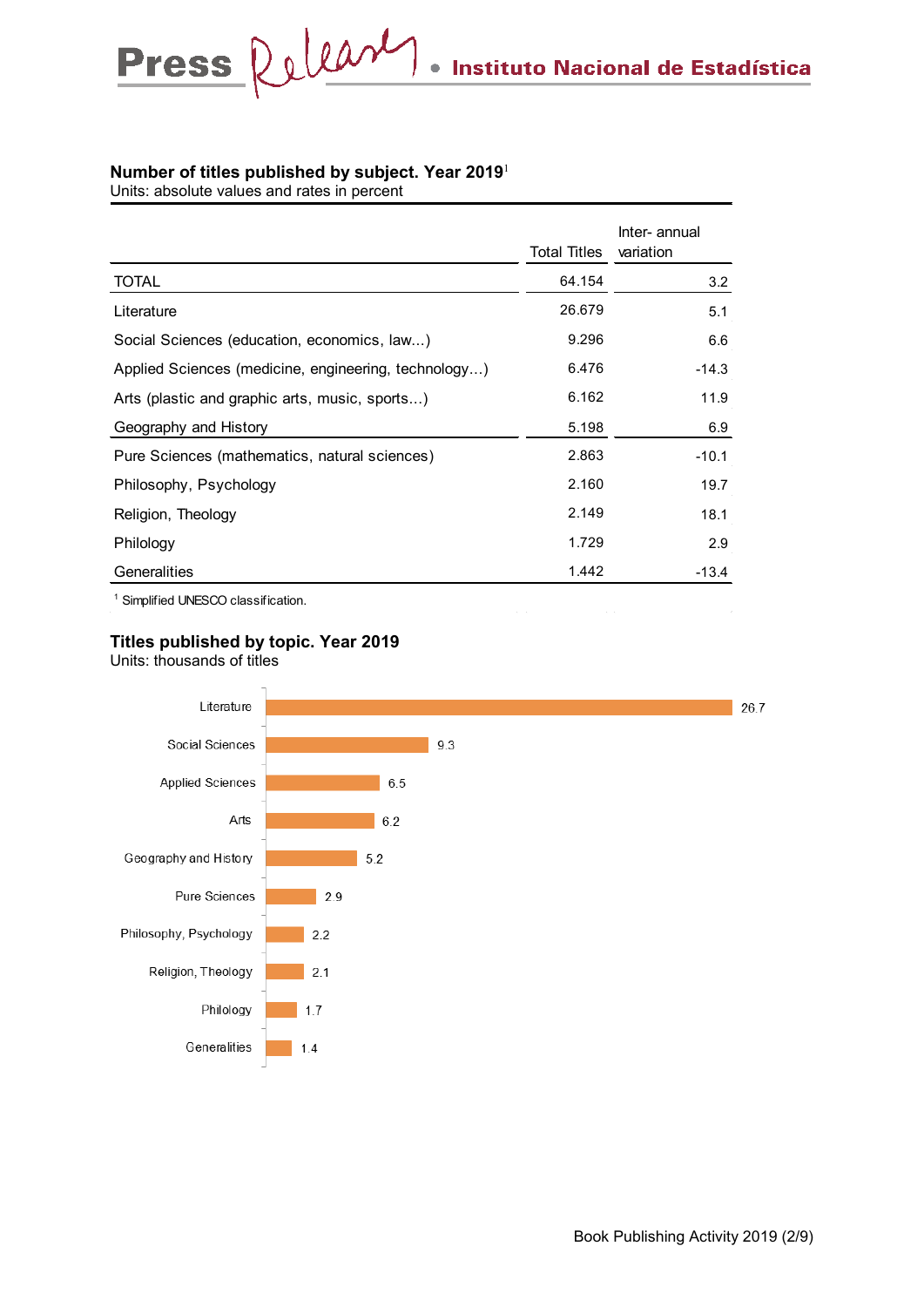**Number of titles published by subject. Year 2019**[1]
Units: absolute values and rates in percent

| | Total Titles | Inter- annual variation |
|---|---|---|
| TOTAL | 64.154 | 3.2 |
| Literature | 26.679 | 5.1 |
| Social Sciences (education, economics, law...) | 9.296 | 6.6 |
| Applied Sciences (medicine, engineering, technology…) | 6.476 | -14.3 |
| Arts (plastic and graphic arts, music, sports…) | 6.162 | 11.9 |
| Geography and History | 5.198 | 6.9 |
| Pure Sciences (mathematics, natural sciences) | 2.863 | -10.1 |
| Philosophy, Psychology | 2.160 | 19.7 |
| Religion, Theology | 2.149 | 18.1 |
| Philology | 1.729 | 2.9 |
| Generalities | 1.442 | -13.4 |

[1] Simplified UNESCO classification.

**Titles published by topic. Year 2019**
Units: thousands of titles

| Topic | Thousands of titles |
|---|---|
| Literature | 26.7 |
| Social Sciences | 9.3 |
| Applied Sciences | 6.5 |
| Arts | 6.2 |
| Geography and History | 5.2 |
| Pure Sciences | 2.9 |
| Philosophy, Psychology | 2.2 |
| Religion, Theology | 2.1 |
| Philology | 1.7 |
| Generalities | 1.4 |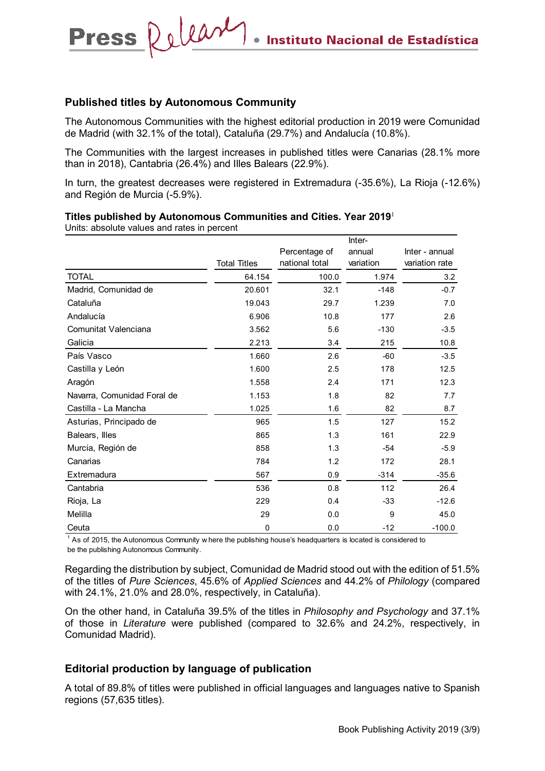## Published titles by Autonomous Community

The Autonomous Communities with the highest editorial production in 2019 were Comunidad de Madrid (with 32.1% of the total), Cataluña (29.7%) and Andalucía (10.8%).

The Communities with the largest increases in published titles were Canarias (28.1% more than in 2018), Cantabria (26.4%) and Illes Balears (22.9%).

In turn, the greatest decreases were registered in Extremadura (-35.6%), La Rioja (-12.6%) and Región de Murcia (-5.9%).

**Titles published by Autonomous Communities and Cities. Year 2019**[1]

Units: absolute values and rates in percent

| | Total Titles | Percentage of national total | Inter-annual variation | Inter - annual variation rate |
|---|---|---|---|---|
| TOTAL | 64.154 | 100.0 | 1.974 | 3.2 |
| Madrid, Comunidad de | 20.601 | 32.1 | -148 | -0.7 |
| Cataluña | 19.043 | 29.7 | 1.239 | 7.0 |
| Andalucía | 6.906 | 10.8 | 177 | 2.6 |
| Comunitat Valenciana | 3.562 | 5.6 | -130 | -3.5 |
| Galicia | 2.213 | 3.4 | 215 | 10.8 |
| País Vasco | 1.660 | 2.6 | -60 | -3.5 |
| Castilla y León | 1.600 | 2.5 | 178 | 12.5 |
| Aragón | 1.558 | 2.4 | 171 | 12.3 |
| Navarra, Comunidad Foral de | 1.153 | 1.8 | 82 | 7.7 |
| Castilla - La Mancha | 1.025 | 1.6 | 82 | 8.7 |
| Asturias, Principado de | 965 | 1.5 | 127 | 15.2 |
| Balears, Illes | 865 | 1.3 | 161 | 22.9 |
| Murcia, Región de | 858 | 1.3 | -54 | -5.9 |
| Canarias | 784 | 1.2 | 172 | 28.1 |
| Extremadura | 567 | 0.9 | -314 | -35.6 |
| Cantabria | 536 | 0.8 | 112 | 26.4 |
| Rioja, La | 229 | 0.4 | -33 | -12.6 |
| Melilla | 29 | 0.0 | 9 | 45.0 |
| Ceuta | 0 | 0.0 | -12 | -100.0 |

[1] As of 2015, the Autonomous Community where the publishing house's headquarters is located is considered to be the publishing Autonomous Community.

Regarding the distribution by subject, Comunidad de Madrid stood out with the edition of 51.5% of the titles of *Pure Sciences*, 45.6% of *Applied Sciences* and 44.2% of *Philology* (compared with 24.1%, 21.0% and 28.0%, respectively, in Cataluña).

On the other hand, in Cataluña 39.5% of the titles in *Philosophy and Psychology* and 37.1% of those in *Literature* were published (compared to 32.6% and 24.2%, respectively, in Comunidad Madrid).

## Editorial production by language of publication

A total of 89.8% of titles were published in official languages and languages native to Spanish regions (57,635 titles).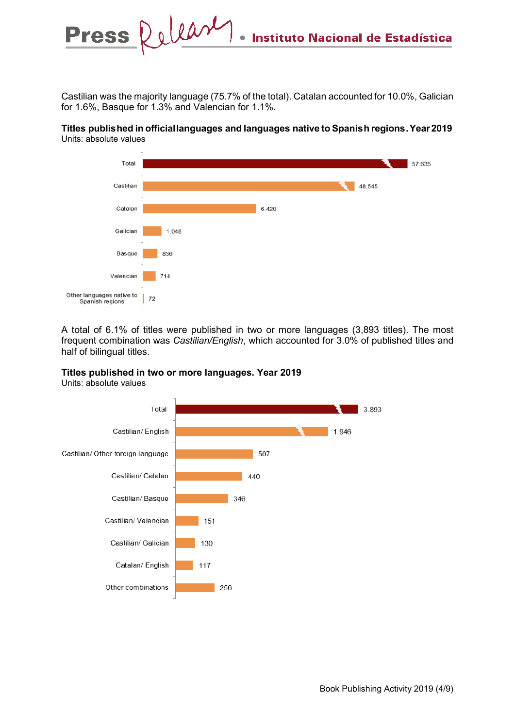Castilian was the majority language (75.7% of the total). Catalan accounted for 10.0%, Galician for 1.6%, Basque for 1.3% and Valencian for 1.1%.

**Titles published in official languages and languages native to Spanish regions. Year 2019**
Units: absolute values

| Language | Titles |
|---|---|
| Total | 57.635 |
| Castilian | 48.545 |
| Catalan | 6.420 |
| Galician | 1.048 |
| Basque | 836 |
| Valencian | 714 |
| Other languages native to Spanish regions | 72 |

A total of 6.1% of titles were published in two or more languages (3,893 titles). The most frequent combination was *Castilian/English*, which accounted for 3.0% of published titles and half of bilingual titles.

**Titles published in two or more languages. Year 2019**
Units: absolute values

| Combination | Titles |
|---|---|
| Total | 3.893 |
| Castilian/ English | 1.946 |
| Castilian/ Other foreign language | 507 |
| Castilian/ Catalan | 440 |
| Castilian/ Basque | 346 |
| Castilian/ Valencian | 151 |
| Castilian/ Galician | 130 |
| Catalan/ English | 117 |
| Other combinations | 256 |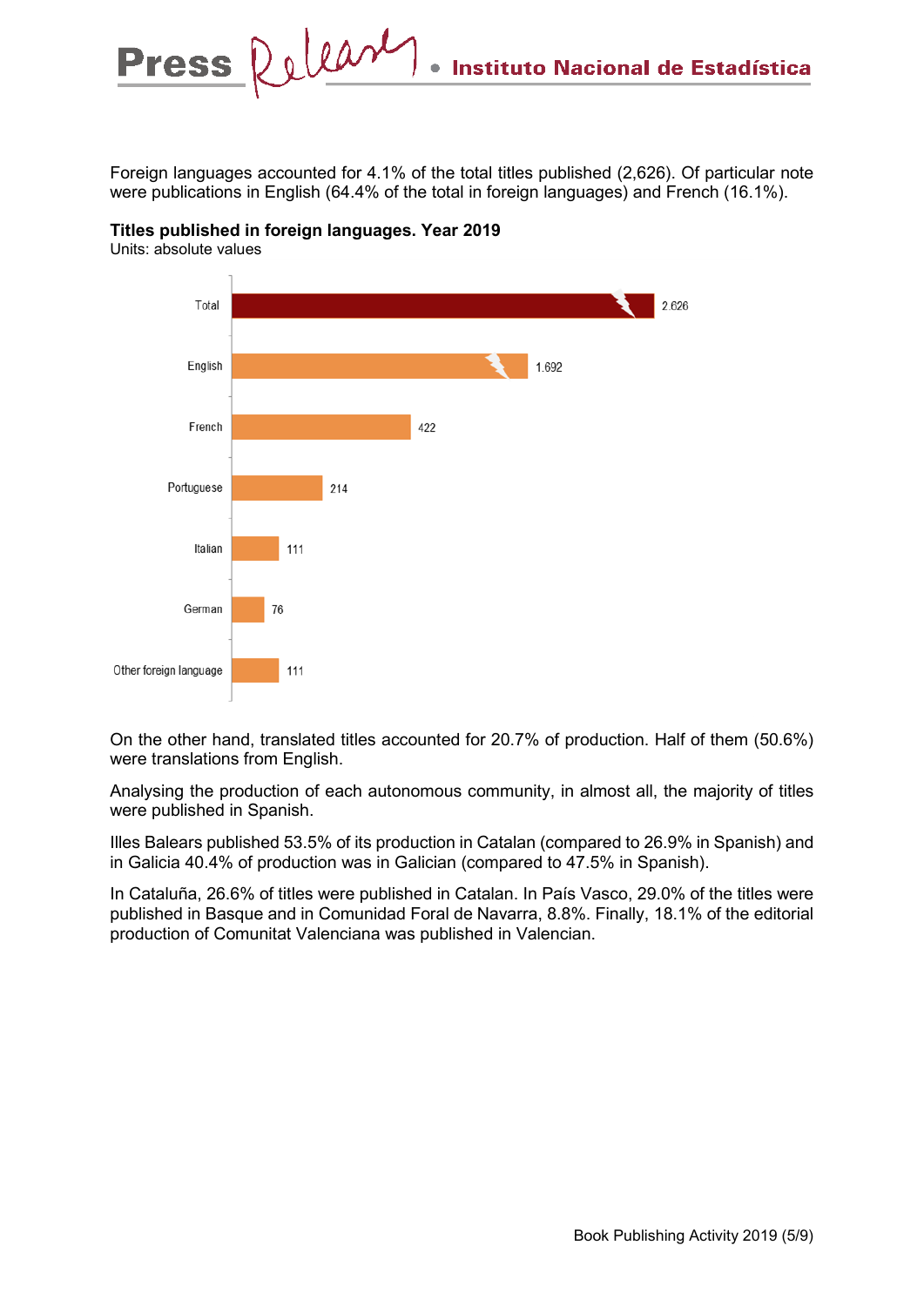Foreign languages accounted for 4.1% of the total titles published (2,626). Of particular note were publications in English (64.4% of the total in foreign languages) and French (16.1%).

**Titles published in foreign languages. Year 2019**

Units: absolute values

| Language | Titles |
|---|---|
| Total | 2.626 |
| English | 1.692 |
| French | 422 |
| Portuguese | 214 |
| Italian | 111 |
| German | 76 |
| Other foreign language | 111 |

On the other hand, translated titles accounted for 20.7% of production. Half of them (50.6%) were translations from English.

Analysing the production of each autonomous community, in almost all, the majority of titles were published in Spanish.

Illes Balears published 53.5% of its production in Catalan (compared to 26.9% in Spanish) and in Galicia 40.4% of production was in Galician (compared to 47.5% in Spanish).

In Cataluña, 26.6% of titles were published in Catalan. In País Vasco, 29.0% of the titles were published in Basque and in Comunidad Foral de Navarra, 8.8%. Finally, 18.1% of the editorial production of Comunitat Valenciana was published in Valencian.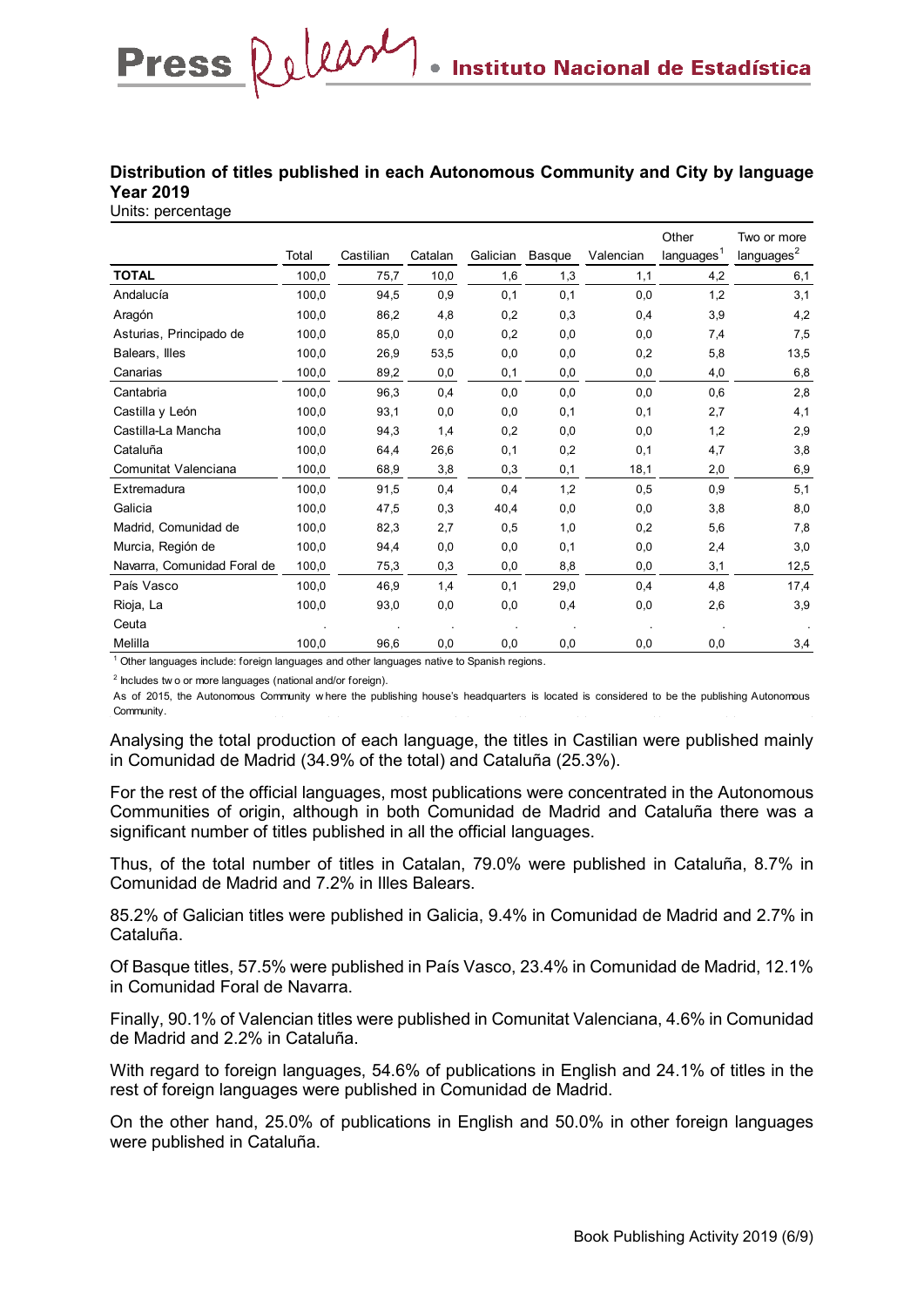**Distribution of titles published in each Autonomous Community and City by language**
**Year 2019**
Units: percentage

| | Total | Castilian | Catalan | Galician | Basque | Valencian | Other languages[1] | Two or more languages[2] |
|---|---|---|---|---|---|---|---|---|
| **TOTAL** | 100,0 | 75,7 | 10,0 | 1,6 | 1,3 | 1,1 | 4,2 | 6,1 |
| Andalucía | 100,0 | 94,5 | 0,9 | 0,1 | 0,1 | 0,0 | 1,2 | 3,1 |
| Aragón | 100,0 | 86,2 | 4,8 | 0,2 | 0,3 | 0,4 | 3,9 | 4,2 |
| Asturias, Principado de | 100,0 | 85,0 | 0,0 | 0,2 | 0,0 | 0,0 | 7,4 | 7,5 |
| Balears, Illes | 100,0 | 26,9 | 53,5 | 0,0 | 0,0 | 0,2 | 5,8 | 13,5 |
| Canarias | 100,0 | 89,2 | 0,0 | 0,1 | 0,0 | 0,0 | 4,0 | 6,8 |
| Cantabria | 100,0 | 96,3 | 0,4 | 0,0 | 0,0 | 0,0 | 0,6 | 2,8 |
| Castilla y León | 100,0 | 93,1 | 0,0 | 0,0 | 0,1 | 0,1 | 2,7 | 4,1 |
| Castilla-La Mancha | 100,0 | 94,3 | 1,4 | 0,2 | 0,0 | 0,0 | 1,2 | 2,9 |
| Cataluña | 100,0 | 64,4 | 26,6 | 0,1 | 0,2 | 0,1 | 4,7 | 3,8 |
| Comunitat Valenciana | 100,0 | 68,9 | 3,8 | 0,3 | 0,1 | 18,1 | 2,0 | 6,9 |
| Extremadura | 100,0 | 91,5 | 0,4 | 0,4 | 1,2 | 0,5 | 0,9 | 5,1 |
| Galicia | 100,0 | 47,5 | 0,3 | 40,4 | 0,0 | 0,0 | 3,8 | 8,0 |
| Madrid, Comunidad de | 100,0 | 82,3 | 2,7 | 0,5 | 1,0 | 0,2 | 5,6 | 7,8 |
| Murcia, Región de | 100,0 | 94,4 | 0,0 | 0,0 | 0,1 | 0,0 | 2,4 | 3,0 |
| Navarra, Comunidad Foral de | 100,0 | 75,3 | 0,3 | 0,0 | 8,8 | 0,0 | 3,1 | 12,5 |
| País Vasco | 100,0 | 46,9 | 1,4 | 0,1 | 29,0 | 0,4 | 4,8 | 17,4 |
| Rioja, La | 100,0 | 93,0 | 0,0 | 0,0 | 0,4 | 0,0 | 2,6 | 3,9 |
| Ceuta | . | . | . | . | . | . | . | . |
| Melilla | 100,0 | 96,6 | 0,0 | 0,0 | 0,0 | 0,0 | 0,0 | 3,4 |

[1] Other languages include: foreign languages and other languages native to Spanish regions.

[2] Includes two or more languages (national and/or foreign).

As of 2015, the Autonomous Community where the publishing house's headquarters is located is considered to be the publishing Autonomous Community.

Analysing the total production of each language, the titles in Castilian were published mainly in Comunidad de Madrid (34.9% of the total) and Cataluña (25.3%).

For the rest of the official languages, most publications were concentrated in the Autonomous Communities of origin, although in both Comunidad de Madrid and Cataluña there was a significant number of titles published in all the official languages.

Thus, of the total number of titles in Catalan, 79.0% were published in Cataluña, 8.7% in Comunidad de Madrid and 7.2% in Illes Balears.

85.2% of Galician titles were published in Galicia, 9.4% in Comunidad de Madrid and 2.7% in Cataluña.

Of Basque titles, 57.5% were published in País Vasco, 23.4% in Comunidad de Madrid, 12.1% in Comunidad Foral de Navarra.

Finally, 90.1% of Valencian titles were published in Comunitat Valenciana, 4.6% in Comunidad de Madrid and 2.2% in Cataluña.

With regard to foreign languages, 54.6% of publications in English and 24.1% of titles in the rest of foreign languages were published in Comunidad de Madrid.

On the other hand, 25.0% of publications in English and 50.0% in other foreign languages were published in Cataluña.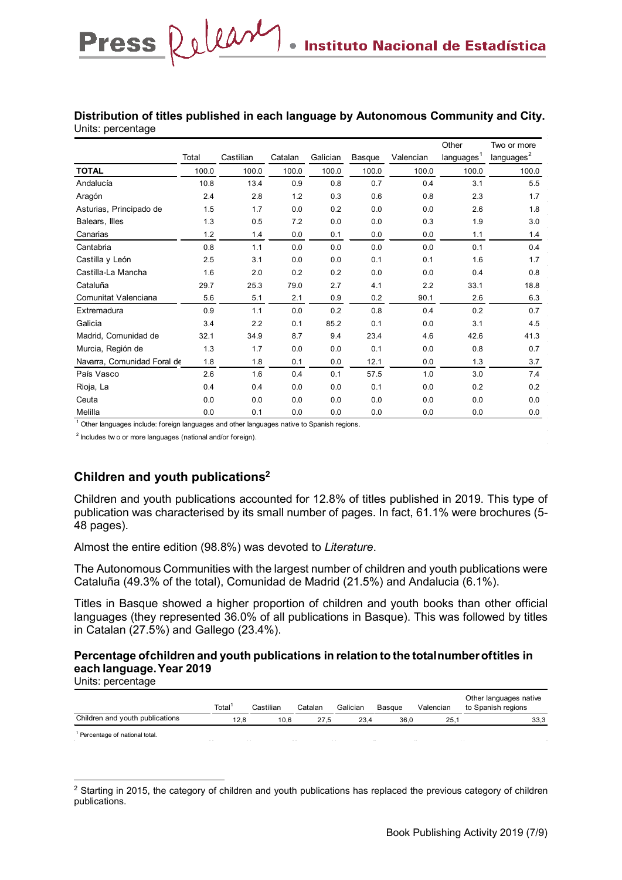**Distribution of titles published in each language by Autonomous Community and City.**
Units: percentage

| | Total | Castilian | Catalan | Galician | Basque | Valencian | Other languages[1] | Two or more languages[2] |
|---|---|---|---|---|---|---|---|---|
| **TOTAL** | 100.0 | 100.0 | 100.0 | 100.0 | 100.0 | 100.0 | 100.0 | 100.0 |
| Andalucía | 10.8 | 13.4 | 0.9 | 0.8 | 0.7 | 0.4 | 3.1 | 5.5 |
| Aragón | 2.4 | 2.8 | 1.2 | 0.3 | 0.6 | 0.8 | 2.3 | 1.7 |
| Asturias, Principado de | 1.5 | 1.7 | 0.0 | 0.2 | 0.0 | 0.0 | 2.6 | 1.8 |
| Balears, Illes | 1.3 | 0.5 | 7.2 | 0.0 | 0.0 | 0.3 | 1.9 | 3.0 |
| Canarias | 1.2 | 1.4 | 0.0 | 0.1 | 0.0 | 0.0 | 1.1 | 1.4 |
| Cantabria | 0.8 | 1.1 | 0.0 | 0.0 | 0.0 | 0.0 | 0.1 | 0.4 |
| Castilla y León | 2.5 | 3.1 | 0.0 | 0.0 | 0.1 | 0.1 | 1.6 | 1.7 |
| Castilla-La Mancha | 1.6 | 2.0 | 0.2 | 0.2 | 0.0 | 0.0 | 0.4 | 0.8 |
| Cataluña | 29.7 | 25.3 | 79.0 | 2.7 | 4.1 | 2.2 | 33.1 | 18.8 |
| Comunitat Valenciana | 5.6 | 5.1 | 2.1 | 0.9 | 0.2 | 90.1 | 2.6 | 6.3 |
| Extremadura | 0.9 | 1.1 | 0.0 | 0.2 | 0.8 | 0.4 | 0.2 | 0.7 |
| Galicia | 3.4 | 2.2 | 0.1 | 85.2 | 0.1 | 0.0 | 3.1 | 4.5 |
| Madrid, Comunidad de | 32.1 | 34.9 | 8.7 | 9.4 | 23.4 | 4.6 | 42.6 | 41.3 |
| Murcia, Región de | 1.3 | 1.7 | 0.0 | 0.0 | 0.1 | 0.0 | 0.8 | 0.7 |
| Navarra, Comunidad Foral de | 1.8 | 1.8 | 0.1 | 0.0 | 12.1 | 0.0 | 1.3 | 3.7 |
| País Vasco | 2.6 | 1.6 | 0.4 | 0.1 | 57.5 | 1.0 | 3.0 | 7.4 |
| Rioja, La | 0.4 | 0.4 | 0.0 | 0.0 | 0.1 | 0.0 | 0.2 | 0.2 |
| Ceuta | 0.0 | 0.0 | 0.0 | 0.0 | 0.0 | 0.0 | 0.0 | 0.0 |
| Melilla | 0.0 | 0.1 | 0.0 | 0.0 | 0.0 | 0.0 | 0.0 | 0.0 |

[1] Other languages include: foreign languages and other languages native to Spanish regions.

[2] Includes two or more languages (national and/or foreign).

## Children and youth publications[2]

Children and youth publications accounted for 12.8% of titles published in 2019. This type of publication was characterised by its small number of pages. In fact, 61.1% were brochures (5-48 pages).

Almost the entire edition (98.8%) was devoted to *Literature*.

The Autonomous Communities with the largest number of children and youth publications were Cataluña (49.3% of the total), Comunidad de Madrid (21.5%) and Andalucia (6.1%).

Titles in Basque showed a higher proportion of children and youth books than other official languages (they represented 36.0% of all publications in Basque). This was followed by titles in Catalan (27.5%) and Gallego (23.4%).

**Percentage of children and youth publications in relation to the total number of titles in each language. Year 2019**
Units: percentage

| | Total[1] | Castilian | Catalan | Galician | Basque | Valencian | Other languages native to Spanish regions |
|---|---|---|---|---|---|---|---|
| Children and youth publications | 12,8 | 10,6 | 27,5 | 23,4 | 36,0 | 25,1 | 33,3 |

[1] Percentage of national total.

[2] Starting in 2015, the category of children and youth publications has replaced the previous category of children publications.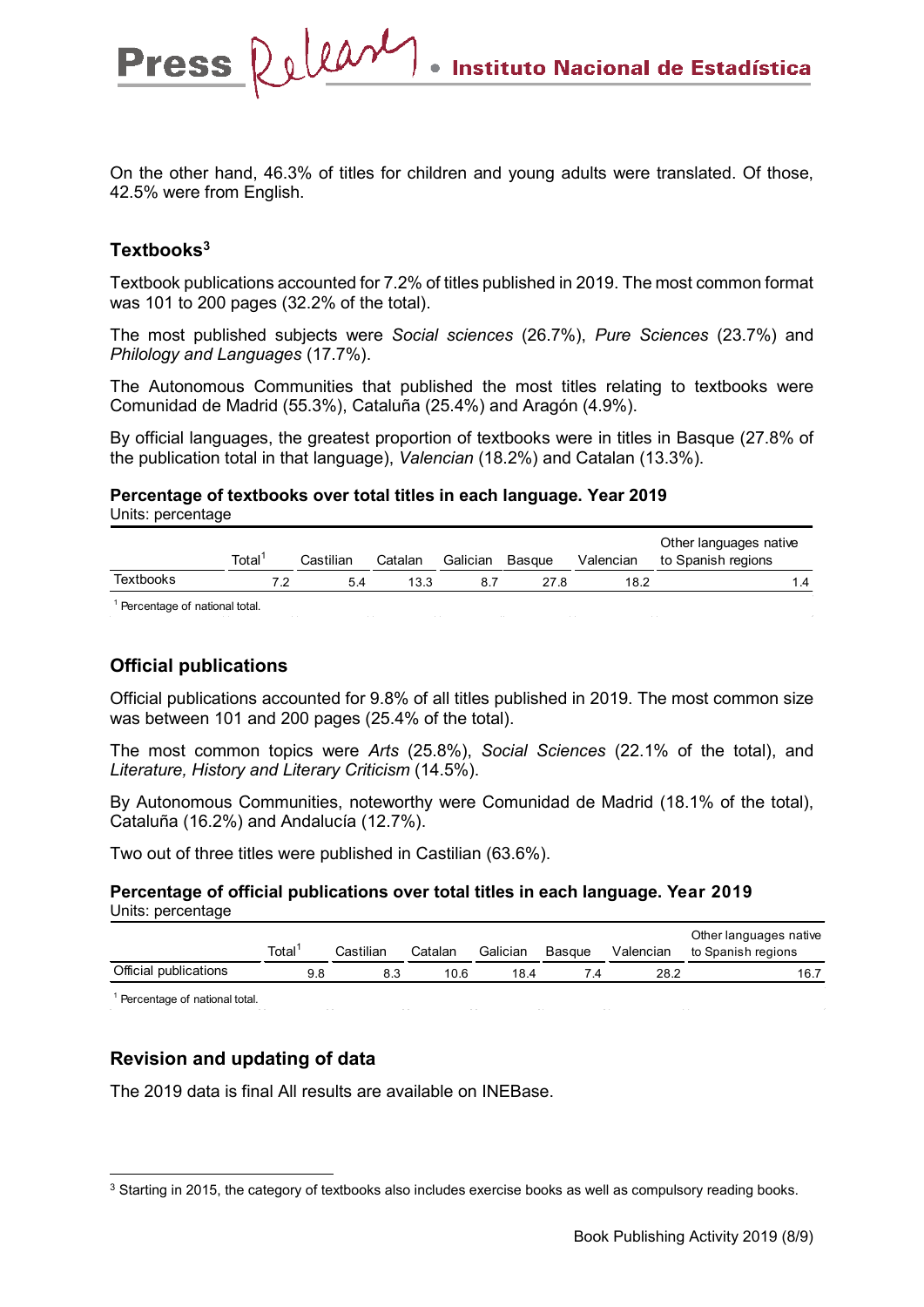On the other hand, 46.3% of titles for children and young adults were translated. Of those, 42.5% were from English.

## Textbooks[3]

Textbook publications accounted for 7.2% of titles published in 2019. The most common format was 101 to 200 pages (32.2% of the total).

The most published subjects were *Social sciences* (26.7%), *Pure Sciences* (23.7%) and *Philology and Languages* (17.7%).

The Autonomous Communities that published the most titles relating to textbooks were Comunidad de Madrid (55.3%), Cataluña (25.4%) and Aragón (4.9%).

By official languages, the greatest proportion of textbooks were in titles in Basque (27.8% of the publication total in that language), *Valencian* (18.2%) and Catalan (13.3%).

**Percentage of textbooks over total titles in each language. Year 2019**
Units: percentage

| | Total[1] | Castilian | Catalan | Galician | Basque | Valencian | Other languages native to Spanish regions |
|---|---|---|---|---|---|---|---|
| Textbooks | 7.2 | 5.4 | 13.3 | 8.7 | 27.8 | 18.2 | 1.4 |

[1] Percentage of national total.

## Official publications

Official publications accounted for 9.8% of all titles published in 2019. The most common size was between 101 and 200 pages (25.4% of the total).

The most common topics were *Arts* (25.8%), *Social Sciences* (22.1% of the total), and *Literature, History and Literary Criticism* (14.5%).

By Autonomous Communities, noteworthy were Comunidad de Madrid (18.1% of the total), Cataluña (16.2%) and Andalucía (12.7%).

Two out of three titles were published in Castilian (63.6%).

**Percentage of official publications over total titles in each language. Year 2019**
Units: percentage

| | Total[1] | Castilian | Catalan | Galician | Basque | Valencian | Other languages native to Spanish regions |
|---|---|---|---|---|---|---|---|
| Official publications | 9.8 | 8.3 | 10.6 | 18.4 | 7.4 | 28.2 | 16.7 |

[1] Percentage of national total.

## Revision and updating of data

The 2019 data is final All results are available on INEBase.

[3] Starting in 2015, the category of textbooks also includes exercise books as well as compulsory reading books.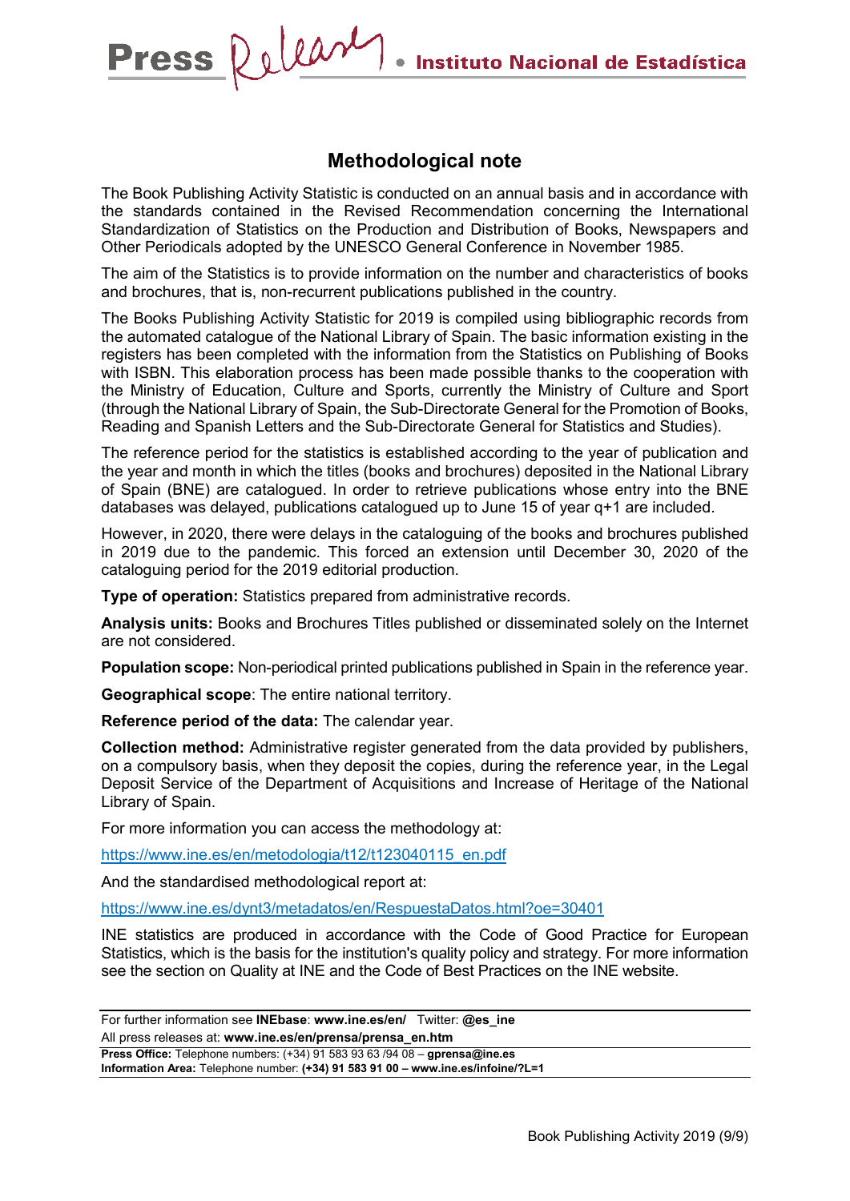## Methodological note

The Book Publishing Activity Statistic is conducted on an annual basis and in accordance with the standards contained in the Revised Recommendation concerning the International Standardization of Statistics on the Production and Distribution of Books, Newspapers and Other Periodicals adopted by the UNESCO General Conference in November 1985.

The aim of the Statistics is to provide information on the number and characteristics of books and brochures, that is, non-recurrent publications published in the country.

The Books Publishing Activity Statistic for 2019 is compiled using bibliographic records from the automated catalogue of the National Library of Spain. The basic information existing in the registers has been completed with the information from the Statistics on Publishing of Books with ISBN. This elaboration process has been made possible thanks to the cooperation with the Ministry of Education, Culture and Sports, currently the Ministry of Culture and Sport (through the National Library of Spain, the Sub-Directorate General for the Promotion of Books, Reading and Spanish Letters and the Sub-Directorate General for Statistics and Studies).

The reference period for the statistics is established according to the year of publication and the year and month in which the titles (books and brochures) deposited in the National Library of Spain (BNE) are catalogued. In order to retrieve publications whose entry into the BNE databases was delayed, publications catalogued up to June 15 of year q+1 are included.

However, in 2020, there were delays in the cataloguing of the books and brochures published in 2019 due to the pandemic. This forced an extension until December 30, 2020 of the cataloguing period for the 2019 editorial production.

**Type of operation:** Statistics prepared from administrative records.

**Analysis units:** Books and Brochures Titles published or disseminated solely on the Internet are not considered.

**Population scope:** Non-periodical printed publications published in Spain in the reference year.

**Geographical scope**: The entire national territory.

**Reference period of the data:** The calendar year.

**Collection method:** Administrative register generated from the data provided by publishers, on a compulsory basis, when they deposit the copies, during the reference year, in the Legal Deposit Service of the Department of Acquisitions and Increase of Heritage of the National Library of Spain.

For more information you can access the methodology at:

https://www.ine.es/en/metodologia/t12/t123040115_en.pdf

And the standardised methodological report at:

https://www.ine.es/dynt3/metadatos/en/RespuestaDatos.html?oe=30401

INE statistics are produced in accordance with the Code of Good Practice for European Statistics, which is the basis for the institution's quality policy and strategy. For more information see the section on Quality at INE and the Code of Best Practices on the INE website.

For further information see **INEbase**: **www.ine.es/en/** Twitter: **@es_ine**
All press releases at: **www.ine.es/en/prensa/prensa_en.htm**
**Press Office:** Telephone numbers: (+34) 91 583 93 63 /94 08 – **gprensa@ine.es**
**Information Area:** Telephone number: **(+34) 91 583 91 00 – www.ine.es/infoine/?L=1**